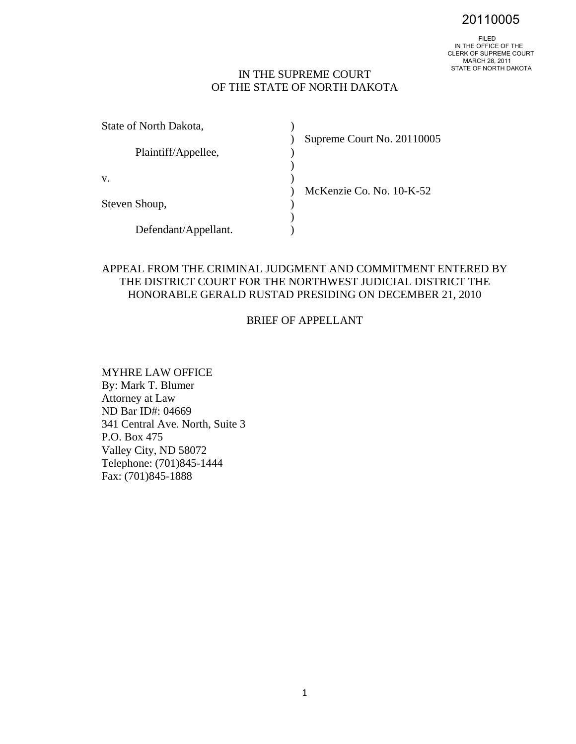20110005

FILED
IN THE OFFICE OF THE
CLERK OF SUPREME COURT
MARCH 28, 2011
STATE OF NORTH DAKOTA

# IN THE SUPREME COURT
# OF THE STATE OF NORTH DAKOTA

| | | |
|---|---|---|
| State of North Dakota, | ) | |
| | ) | Supreme Court No. 20110005 |
| Plaintiff/Appellee, | ) | |
| | ) | |
| v. | ) | |
| | ) | McKenzie Co. No. 10-K-52 |
| Steven Shoup, | ) | |
| | ) | |
| Defendant/Appellant. | ) | |

## APPEAL FROM THE CRIMINAL JUDGMENT AND COMMITMENT ENTERED BY THE DISTRICT COURT FOR THE NORTHWEST JUDICIAL DISTRICT THE HONORABLE GERALD RUSTAD PRESIDING ON DECEMBER 21, 2010

## BRIEF OF APPELLANT

MYHRE LAW OFFICE
By: Mark T. Blumer
Attorney at Law
ND Bar ID#: 04669
341 Central Ave. North, Suite 3
P.O. Box 475
Valley City, ND 58072
Telephone: (701)845-1444
Fax: (701)845-1888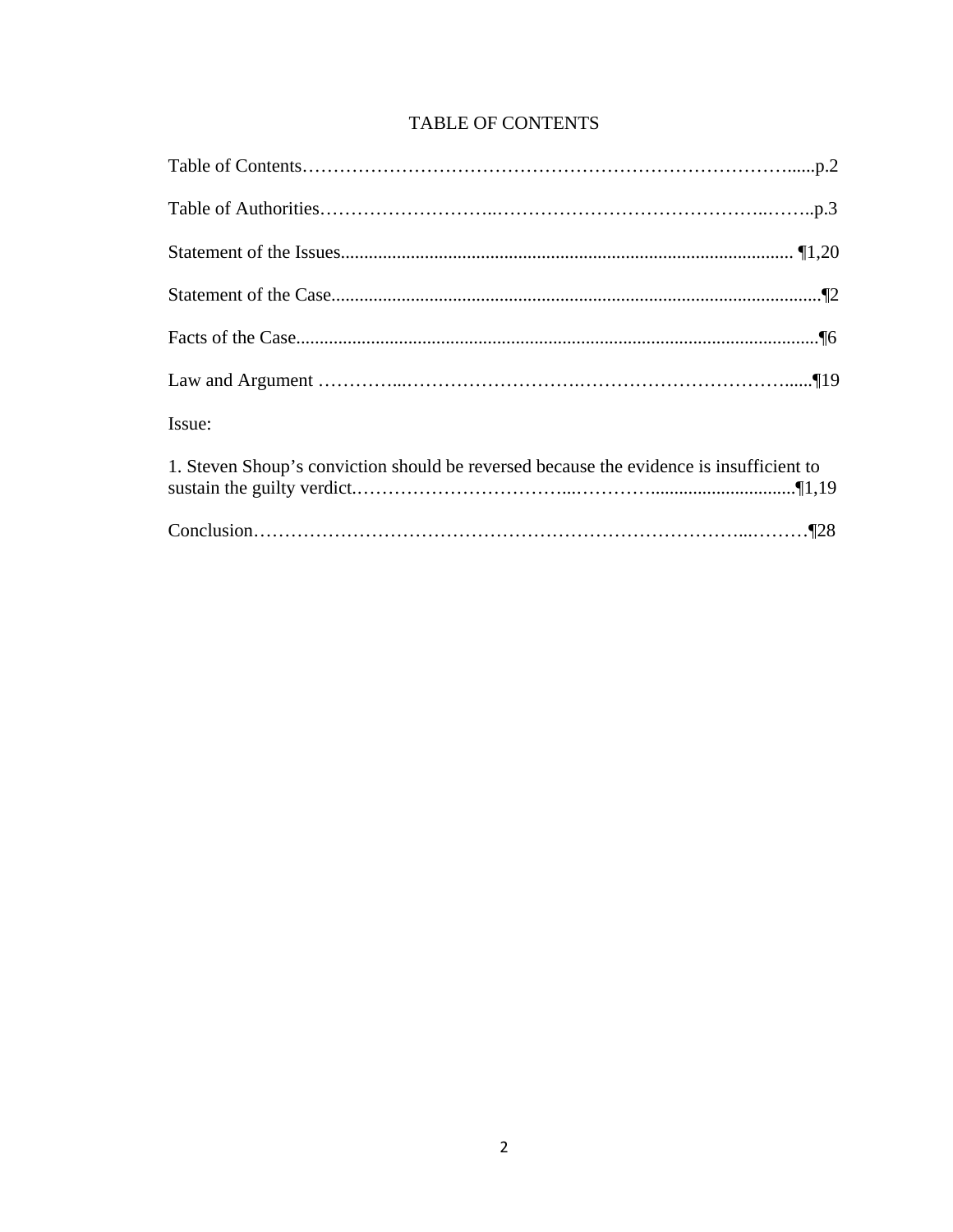# TABLE OF CONTENTS

Table of Contents…………………………………………………………………….....p.2

Table of Authorities………………………..……………………………………..……..p.3

Statement of the Issues................................................................................................ ¶1,20

Statement of the Case........................................................................................................¶2

Facts of the Case...............................................................................................................¶6

Law and Argument …………...……………………….…………………………….....¶19

Issue:

1. Steven Shoup's conviction should be reversed because the evidence is insufficient to sustain the guilty verdict.……………………………...…………..............................¶1,19

Conclusion……………………………………………………………………...………¶28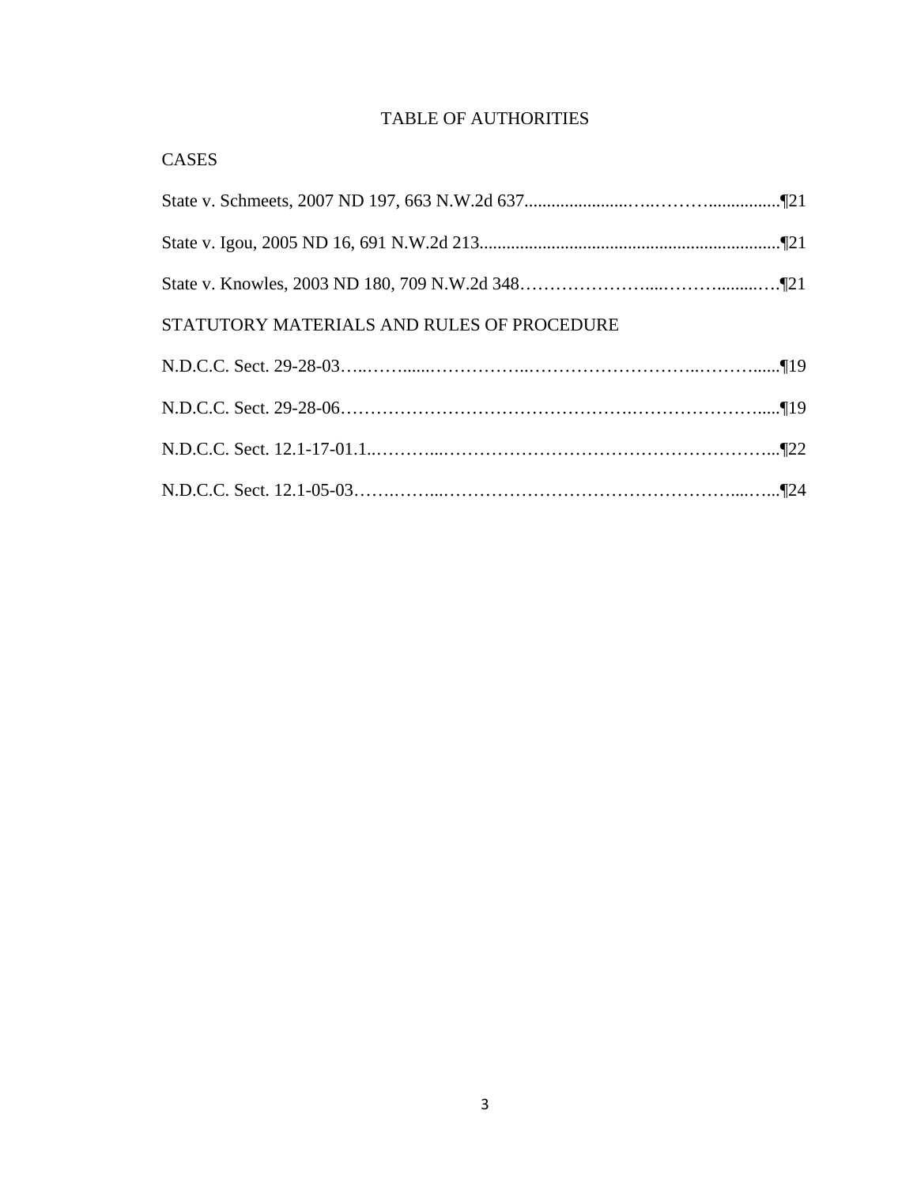# TABLE OF AUTHORITIES

## CASES

State v. Schmeets, 2007 ND 197, 663 N.W.2d 637 ........................................ ¶21

State v. Igou, 2005 ND 16, 691 N.W.2d 213 ........................................ ¶21

State v. Knowles, 2003 ND 180, 709 N.W.2d 348 ........................................ ¶21

## STATUTORY MATERIALS AND RULES OF PROCEDURE

N.D.C.C. Sect. 29-28-03 ........................................ ¶19

N.D.C.C. Sect. 29-28-06 ........................................ ¶19

N.D.C.C. Sect. 12.1-17-01.1 ........................................ ¶22

N.D.C.C. Sect. 12.1-05-03 ........................................ ¶24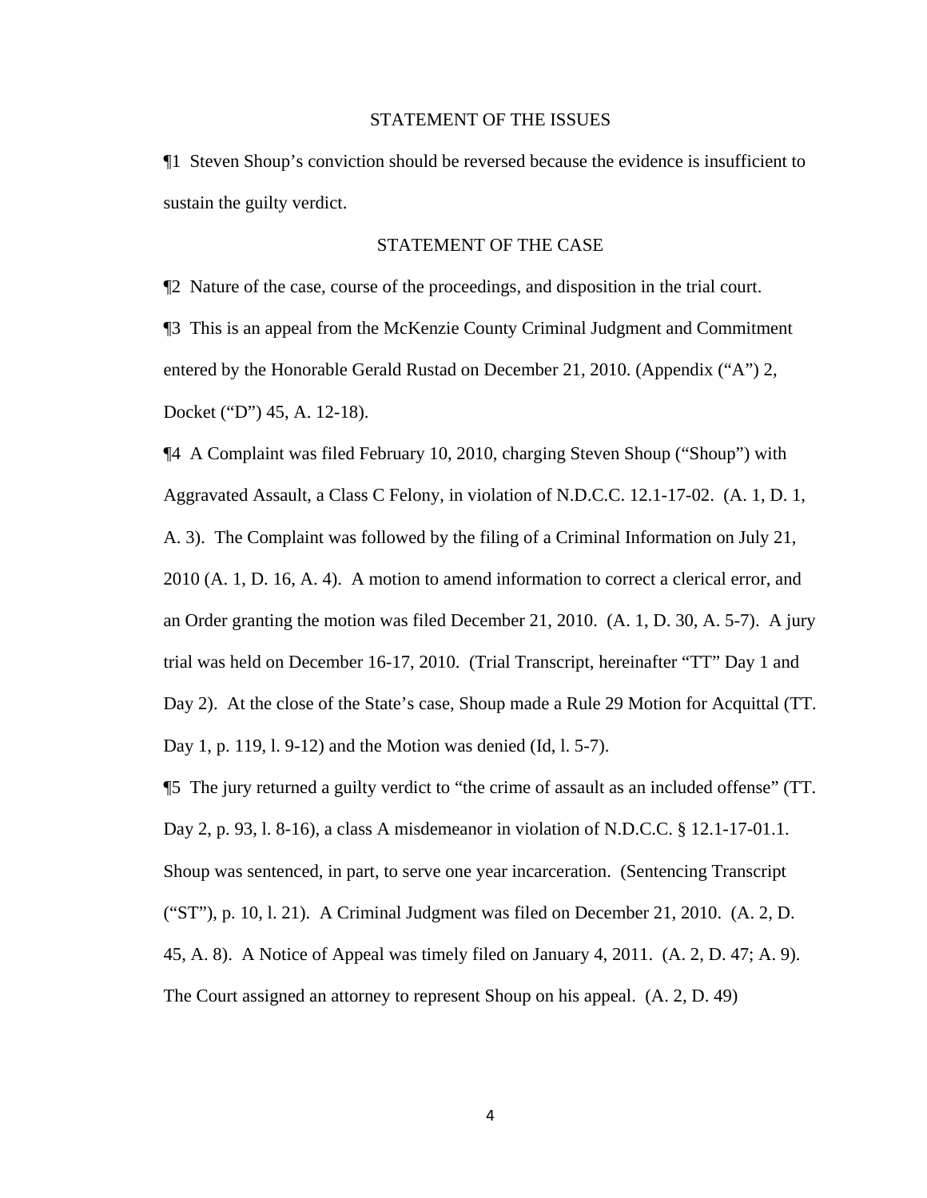## STATEMENT OF THE ISSUES

¶1 Steven Shoup's conviction should be reversed because the evidence is insufficient to sustain the guilty verdict.

## STATEMENT OF THE CASE

¶2 Nature of the case, course of the proceedings, and disposition in the trial court.

¶3 This is an appeal from the McKenzie County Criminal Judgment and Commitment entered by the Honorable Gerald Rustad on December 21, 2010. (Appendix ("A") 2, Docket ("D") 45, A. 12-18).

¶4 A Complaint was filed February 10, 2010, charging Steven Shoup ("Shoup") with Aggravated Assault, a Class C Felony, in violation of N.D.C.C. 12.1-17-02. (A. 1, D. 1, A. 3). The Complaint was followed by the filing of a Criminal Information on July 21, 2010 (A. 1, D. 16, A. 4). A motion to amend information to correct a clerical error, and an Order granting the motion was filed December 21, 2010. (A. 1, D. 30, A. 5-7). A jury trial was held on December 16-17, 2010. (Trial Transcript, hereinafter "TT" Day 1 and Day 2). At the close of the State's case, Shoup made a Rule 29 Motion for Acquittal (TT. Day 1, p. 119, l. 9-12) and the Motion was denied (Id, l. 5-7).

¶5 The jury returned a guilty verdict to "the crime of assault as an included offense" (TT. Day 2, p. 93, l. 8-16), a class A misdemeanor in violation of N.D.C.C. § 12.1-17-01.1. Shoup was sentenced, in part, to serve one year incarceration. (Sentencing Transcript ("ST"), p. 10, l. 21). A Criminal Judgment was filed on December 21, 2010. (A. 2, D. 45, A. 8). A Notice of Appeal was timely filed on January 4, 2011. (A. 2, D. 47; A. 9). The Court assigned an attorney to represent Shoup on his appeal. (A. 2, D. 49)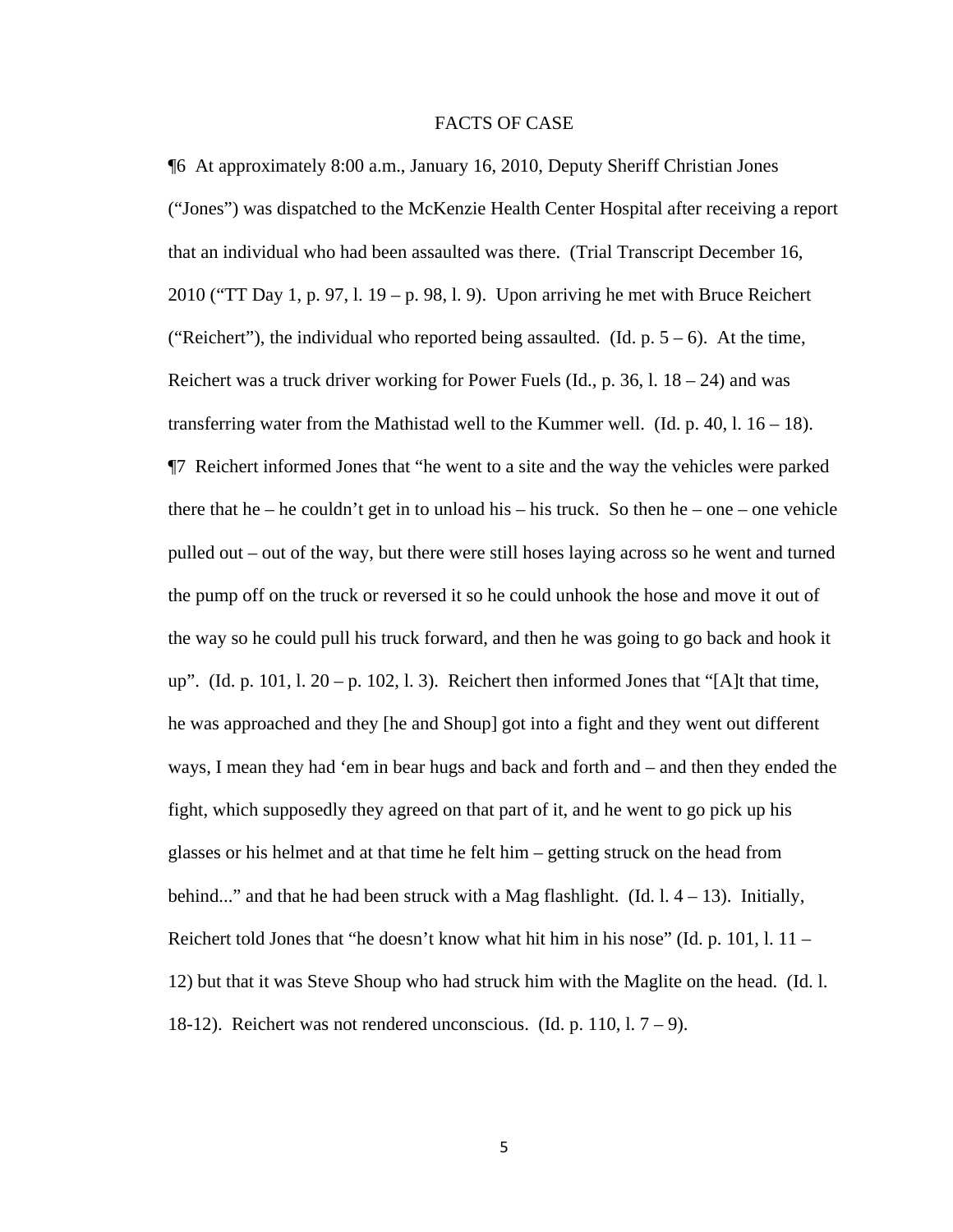## FACTS OF CASE

¶6 At approximately 8:00 a.m., January 16, 2010, Deputy Sheriff Christian Jones ("Jones") was dispatched to the McKenzie Health Center Hospital after receiving a report that an individual who had been assaulted was there. (Trial Transcript December 16, 2010 ("TT Day 1, p. 97, l. 19 – p. 98, l. 9). Upon arriving he met with Bruce Reichert ("Reichert"), the individual who reported being assaulted. (Id. p. 5 – 6). At the time, Reichert was a truck driver working for Power Fuels (Id., p. 36, l. 18 – 24) and was transferring water from the Mathistad well to the Kummer well. (Id. p. 40, l. 16 – 18).

¶7 Reichert informed Jones that "he went to a site and the way the vehicles were parked there that he – he couldn't get in to unload his – his truck. So then he – one – one vehicle pulled out – out of the way, but there were still hoses laying across so he went and turned the pump off on the truck or reversed it so he could unhook the hose and move it out of the way so he could pull his truck forward, and then he was going to go back and hook it up". (Id. p. 101, l. 20 – p. 102, l. 3). Reichert then informed Jones that "[A]t that time, he was approached and they [he and Shoup] got into a fight and they went out different ways, I mean they had 'em in bear hugs and back and forth and – and then they ended the fight, which supposedly they agreed on that part of it, and he went to go pick up his glasses or his helmet and at that time he felt him – getting struck on the head from behind..." and that he had been struck with a Mag flashlight. (Id. l. 4 – 13). Initially, Reichert told Jones that "he doesn't know what hit him in his nose" (Id. p. 101, l. 11 – 12) but that it was Steve Shoup who had struck him with the Maglite on the head. (Id. l. 18-12). Reichert was not rendered unconscious. (Id. p. 110, l. 7 – 9).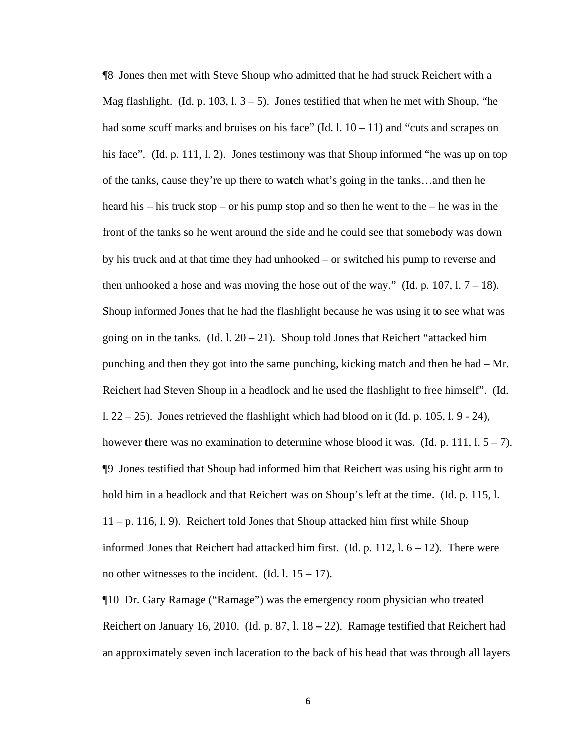¶8 Jones then met with Steve Shoup who admitted that he had struck Reichert with a Mag flashlight. (Id. p. 103, l. 3 – 5). Jones testified that when he met with Shoup, "he had some scuff marks and bruises on his face" (Id. l. 10 – 11) and "cuts and scrapes on his face". (Id. p. 111, l. 2). Jones testimony was that Shoup informed "he was up on top of the tanks, cause they're up there to watch what's going in the tanks…and then he heard his – his truck stop – or his pump stop and so then he went to the – he was in the front of the tanks so he went around the side and he could see that somebody was down by his truck and at that time they had unhooked – or switched his pump to reverse and then unhooked a hose and was moving the hose out of the way." (Id. p. 107, l. 7 – 18). Shoup informed Jones that he had the flashlight because he was using it to see what was going on in the tanks. (Id. l. 20 – 21). Shoup told Jones that Reichert "attacked him punching and then they got into the same punching, kicking match and then he had – Mr. Reichert had Steven Shoup in a headlock and he used the flashlight to free himself". (Id. l. 22 – 25). Jones retrieved the flashlight which had blood on it (Id. p. 105, l. 9 - 24), however there was no examination to determine whose blood it was. (Id. p. 111, l. 5 – 7).

¶9 Jones testified that Shoup had informed him that Reichert was using his right arm to hold him in a headlock and that Reichert was on Shoup's left at the time. (Id. p. 115, l. 11 – p. 116, l. 9). Reichert told Jones that Shoup attacked him first while Shoup informed Jones that Reichert had attacked him first. (Id. p. 112, l. 6 – 12). There were no other witnesses to the incident. (Id. l. 15 – 17).

¶10 Dr. Gary Ramage ("Ramage") was the emergency room physician who treated Reichert on January 16, 2010. (Id. p. 87, l. 18 – 22). Ramage testified that Reichert had an approximately seven inch laceration to the back of his head that was through all layers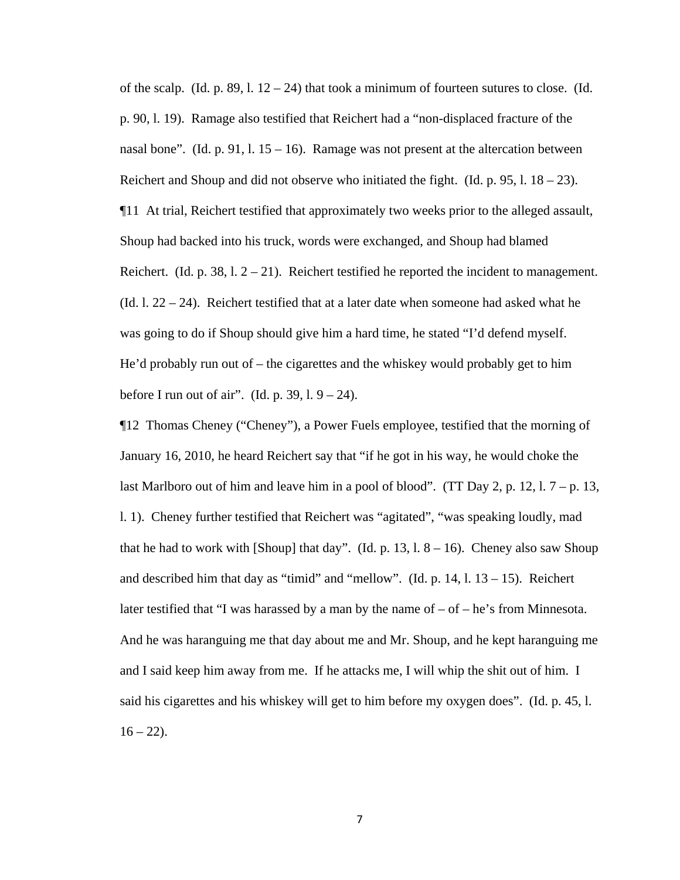of the scalp. (Id. p. 89, l. 12 – 24) that took a minimum of fourteen sutures to close. (Id. p. 90, l. 19). Ramage also testified that Reichert had a "non-displaced fracture of the nasal bone". (Id. p. 91, l. 15 – 16). Ramage was not present at the altercation between Reichert and Shoup and did not observe who initiated the fight. (Id. p. 95, l. 18 – 23).

¶11 At trial, Reichert testified that approximately two weeks prior to the alleged assault, Shoup had backed into his truck, words were exchanged, and Shoup had blamed Reichert. (Id. p. 38, l. 2 – 21). Reichert testified he reported the incident to management. (Id. l. 22 – 24). Reichert testified that at a later date when someone had asked what he was going to do if Shoup should give him a hard time, he stated "I'd defend myself. He'd probably run out of – the cigarettes and the whiskey would probably get to him before I run out of air". (Id. p. 39, l. 9 – 24).

¶12 Thomas Cheney ("Cheney"), a Power Fuels employee, testified that the morning of January 16, 2010, he heard Reichert say that "if he got in his way, he would choke the last Marlboro out of him and leave him in a pool of blood". (TT Day 2, p. 12, l. 7 – p. 13, l. 1). Cheney further testified that Reichert was "agitated", "was speaking loudly, mad that he had to work with [Shoup] that day". (Id. p. 13, l. 8 – 16). Cheney also saw Shoup and described him that day as "timid" and "mellow". (Id. p. 14, l. 13 – 15). Reichert later testified that "I was harassed by a man by the name of – of – he's from Minnesota. And he was haranguing me that day about me and Mr. Shoup, and he kept haranguing me and I said keep him away from me. If he attacks me, I will whip the shit out of him. I said his cigarettes and his whiskey will get to him before my oxygen does". (Id. p. 45, l. 16 – 22).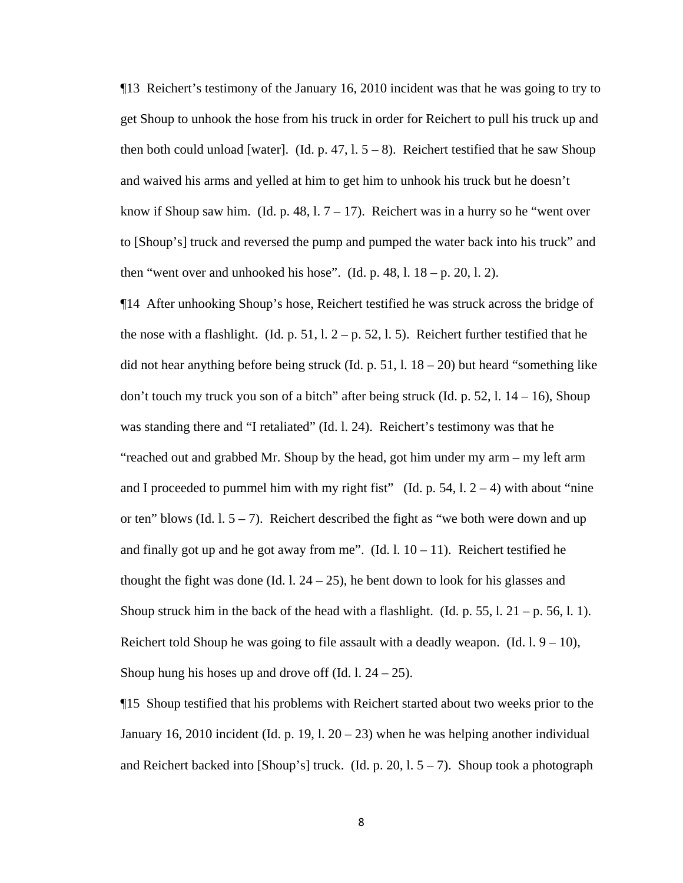¶13 Reichert's testimony of the January 16, 2010 incident was that he was going to try to get Shoup to unhook the hose from his truck in order for Reichert to pull his truck up and then both could unload [water]. (Id. p. 47, l. 5 – 8). Reichert testified that he saw Shoup and waived his arms and yelled at him to get him to unhook his truck but he doesn't know if Shoup saw him. (Id. p. 48, l. 7 – 17). Reichert was in a hurry so he "went over to [Shoup's] truck and reversed the pump and pumped the water back into his truck" and then "went over and unhooked his hose". (Id. p. 48, l. 18 – p. 20, l. 2).

¶14 After unhooking Shoup's hose, Reichert testified he was struck across the bridge of the nose with a flashlight. (Id. p. 51, l. 2 – p. 52, l. 5). Reichert further testified that he did not hear anything before being struck (Id. p. 51, l. 18 – 20) but heard "something like don't touch my truck you son of a bitch" after being struck (Id. p. 52, l. 14 – 16), Shoup was standing there and "I retaliated" (Id. l. 24). Reichert's testimony was that he "reached out and grabbed Mr. Shoup by the head, got him under my arm – my left arm and I proceeded to pummel him with my right fist" (Id. p. 54, l. 2 – 4) with about "nine or ten" blows (Id. l. 5 – 7). Reichert described the fight as "we both were down and up and finally got up and he got away from me". (Id. l. 10 – 11). Reichert testified he thought the fight was done (Id. l. 24 – 25), he bent down to look for his glasses and Shoup struck him in the back of the head with a flashlight. (Id. p. 55, l. 21 – p. 56, l. 1). Reichert told Shoup he was going to file assault with a deadly weapon. (Id. l. 9 – 10), Shoup hung his hoses up and drove off (Id. l. 24 – 25).

¶15 Shoup testified that his problems with Reichert started about two weeks prior to the January 16, 2010 incident (Id. p. 19, l. 20 – 23) when he was helping another individual and Reichert backed into [Shoup's] truck. (Id. p. 20, l. 5 – 7). Shoup took a photograph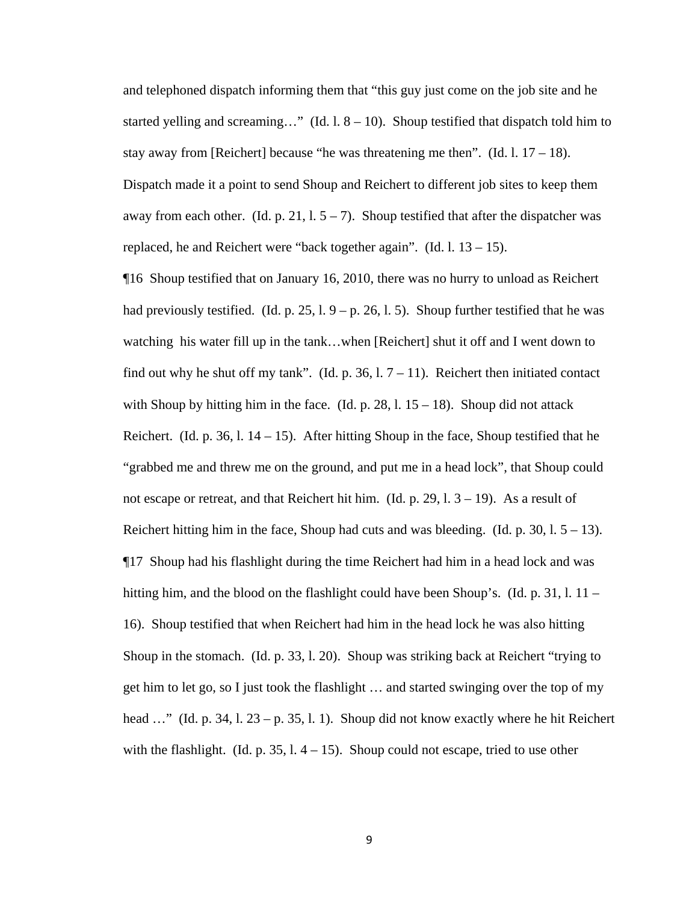and telephoned dispatch informing them that "this guy just come on the job site and he started yelling and screaming…" (Id. l. 8 – 10). Shoup testified that dispatch told him to stay away from [Reichert] because "he was threatening me then". (Id. l. 17 – 18). Dispatch made it a point to send Shoup and Reichert to different job sites to keep them away from each other. (Id. p. 21, l. 5 – 7). Shoup testified that after the dispatcher was replaced, he and Reichert were "back together again". (Id. l. 13 – 15).

¶16 Shoup testified that on January 16, 2010, there was no hurry to unload as Reichert had previously testified. (Id. p. 25, l. 9 – p. 26, l. 5). Shoup further testified that he was watching his water fill up in the tank…when [Reichert] shut it off and I went down to find out why he shut off my tank". (Id. p. 36, l. 7 – 11). Reichert then initiated contact with Shoup by hitting him in the face. (Id. p. 28, l. 15 – 18). Shoup did not attack Reichert. (Id. p. 36, l. 14 – 15). After hitting Shoup in the face, Shoup testified that he "grabbed me and threw me on the ground, and put me in a head lock", that Shoup could not escape or retreat, and that Reichert hit him. (Id. p. 29, l. 3 – 19). As a result of Reichert hitting him in the face, Shoup had cuts and was bleeding. (Id. p. 30, l. 5 – 13).

¶17 Shoup had his flashlight during the time Reichert had him in a head lock and was hitting him, and the blood on the flashlight could have been Shoup's. (Id. p. 31, l. 11 – 16). Shoup testified that when Reichert had him in the head lock he was also hitting Shoup in the stomach. (Id. p. 33, l. 20). Shoup was striking back at Reichert "trying to get him to let go, so I just took the flashlight … and started swinging over the top of my head …" (Id. p. 34, l. 23 – p. 35, l. 1). Shoup did not know exactly where he hit Reichert with the flashlight. (Id. p. 35, l. 4 – 15). Shoup could not escape, tried to use other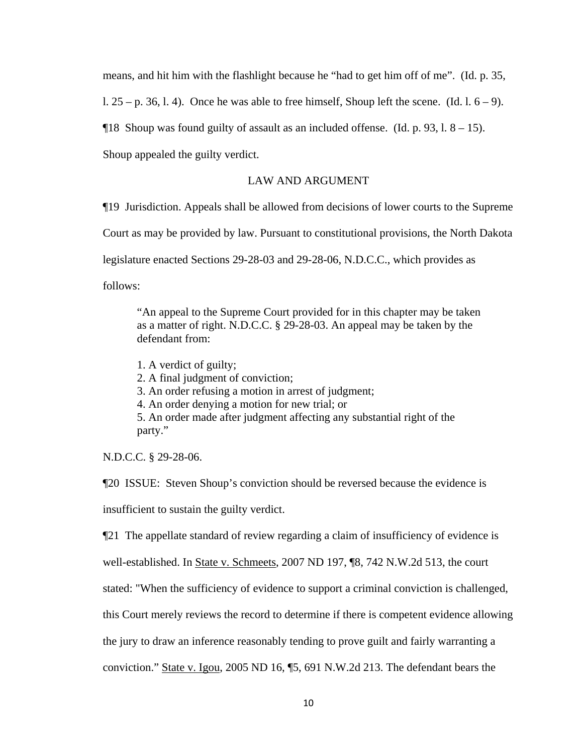means, and hit him with the flashlight because he "had to get him off of me". (Id. p. 35, l. 25 – p. 36, l. 4). Once he was able to free himself, Shoup left the scene. (Id. l. 6 – 9).

¶18 Shoup was found guilty of assault as an included offense. (Id. p. 93, l. 8 – 15). Shoup appealed the guilty verdict.

## LAW AND ARGUMENT

¶19 Jurisdiction. Appeals shall be allowed from decisions of lower courts to the Supreme Court as may be provided by law. Pursuant to constitutional provisions, the North Dakota legislature enacted Sections 29-28-03 and 29-28-06, N.D.C.C., which provides as follows:

> "An appeal to the Supreme Court provided for in this chapter may be taken as a matter of right. N.D.C.C. § 29-28-03. An appeal may be taken by the defendant from:
>
> 1. A verdict of guilty;
> 2. A final judgment of conviction;
> 3. An order refusing a motion in arrest of judgment;
> 4. An order denying a motion for new trial; or
> 5. An order made after judgment affecting any substantial right of the party."

N.D.C.C. § 29-28-06.

¶20 ISSUE: Steven Shoup's conviction should be reversed because the evidence is insufficient to sustain the guilty verdict.

¶21 The appellate standard of review regarding a claim of insufficiency of evidence is well-established. In State v. Schmeets, 2007 ND 197, ¶8, 742 N.W.2d 513, the court stated: "When the sufficiency of evidence to support a criminal conviction is challenged, this Court merely reviews the record to determine if there is competent evidence allowing the jury to draw an inference reasonably tending to prove guilt and fairly warranting a conviction." State v. Igou, 2005 ND 16, ¶5, 691 N.W.2d 213. The defendant bears the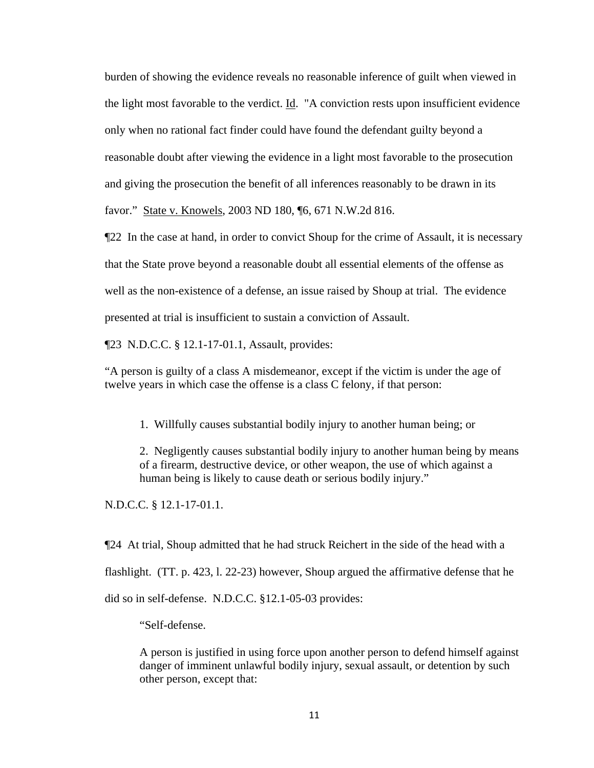burden of showing the evidence reveals no reasonable inference of guilt when viewed in the light most favorable to the verdict. Id. "A conviction rests upon insufficient evidence only when no rational fact finder could have found the defendant guilty beyond a reasonable doubt after viewing the evidence in a light most favorable to the prosecution and giving the prosecution the benefit of all inferences reasonably to be drawn in its favor." State v. Knowels, 2003 ND 180, ¶6, 671 N.W.2d 816.

¶22 In the case at hand, in order to convict Shoup for the crime of Assault, it is necessary that the State prove beyond a reasonable doubt all essential elements of the offense as well as the non-existence of a defense, an issue raised by Shoup at trial. The evidence presented at trial is insufficient to sustain a conviction of Assault.

¶23 N.D.C.C. § 12.1-17-01.1, Assault, provides:

"A person is guilty of a class A misdemeanor, except if the victim is under the age of twelve years in which case the offense is a class C felony, if that person:

> 1. Willfully causes substantial bodily injury to another human being; or
>
> 2. Negligently causes substantial bodily injury to another human being by means of a firearm, destructive device, or other weapon, the use of which against a human being is likely to cause death or serious bodily injury."

N.D.C.C. § 12.1-17-01.1.

¶24 At trial, Shoup admitted that he had struck Reichert in the side of the head with a flashlight. (TT. p. 423, l. 22-23) however, Shoup argued the affirmative defense that he did so in self-defense. N.D.C.C. §12.1-05-03 provides:

> "Self-defense.
>
> A person is justified in using force upon another person to defend himself against danger of imminent unlawful bodily injury, sexual assault, or detention by such other person, except that: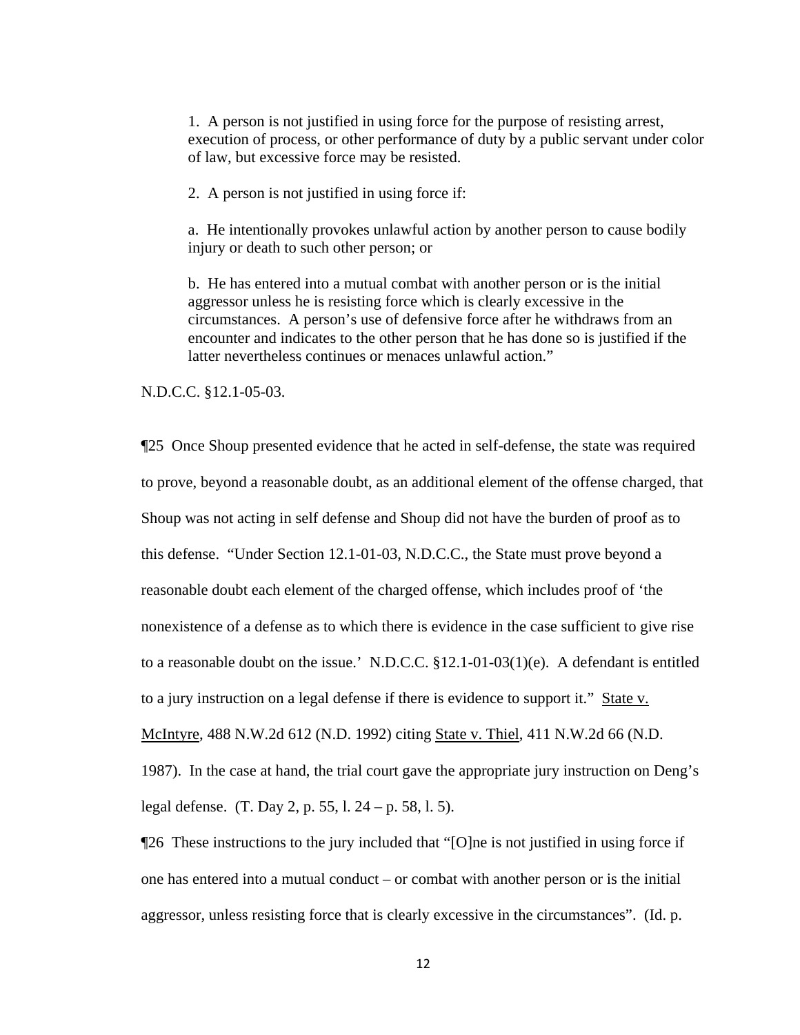> 1. A person is not justified in using force for the purpose of resisting arrest, execution of process, or other performance of duty by a public servant under color of law, but excessive force may be resisted.
>
> 2. A person is not justified in using force if:
>
> a. He intentionally provokes unlawful action by another person to cause bodily injury or death to such other person; or
>
> b. He has entered into a mutual combat with another person or is the initial aggressor unless he is resisting force which is clearly excessive in the circumstances. A person's use of defensive force after he withdraws from an encounter and indicates to the other person that he has done so is justified if the latter nevertheless continues or menaces unlawful action."

N.D.C.C. §12.1-05-03.

¶25 Once Shoup presented evidence that he acted in self-defense, the state was required to prove, beyond a reasonable doubt, as an additional element of the offense charged, that Shoup was not acting in self defense and Shoup did not have the burden of proof as to this defense. "Under Section 12.1-01-03, N.D.C.C., the State must prove beyond a reasonable doubt each element of the charged offense, which includes proof of 'the nonexistence of a defense as to which there is evidence in the case sufficient to give rise to a reasonable doubt on the issue.' N.D.C.C. §12.1-01-03(1)(e). A defendant is entitled to a jury instruction on a legal defense if there is evidence to support it." <u>State v. McIntyre</u>, 488 N.W.2d 612 (N.D. 1992) citing <u>State v. Thiel</u>, 411 N.W.2d 66 (N.D. 1987). In the case at hand, the trial court gave the appropriate jury instruction on Deng's legal defense. (T. Day 2, p. 55, l. 24 – p. 58, l. 5).

¶26 These instructions to the jury included that "[O]ne is not justified in using force if one has entered into a mutual conduct – or combat with another person or is the initial aggressor, unless resisting force that is clearly excessive in the circumstances". (Id. p.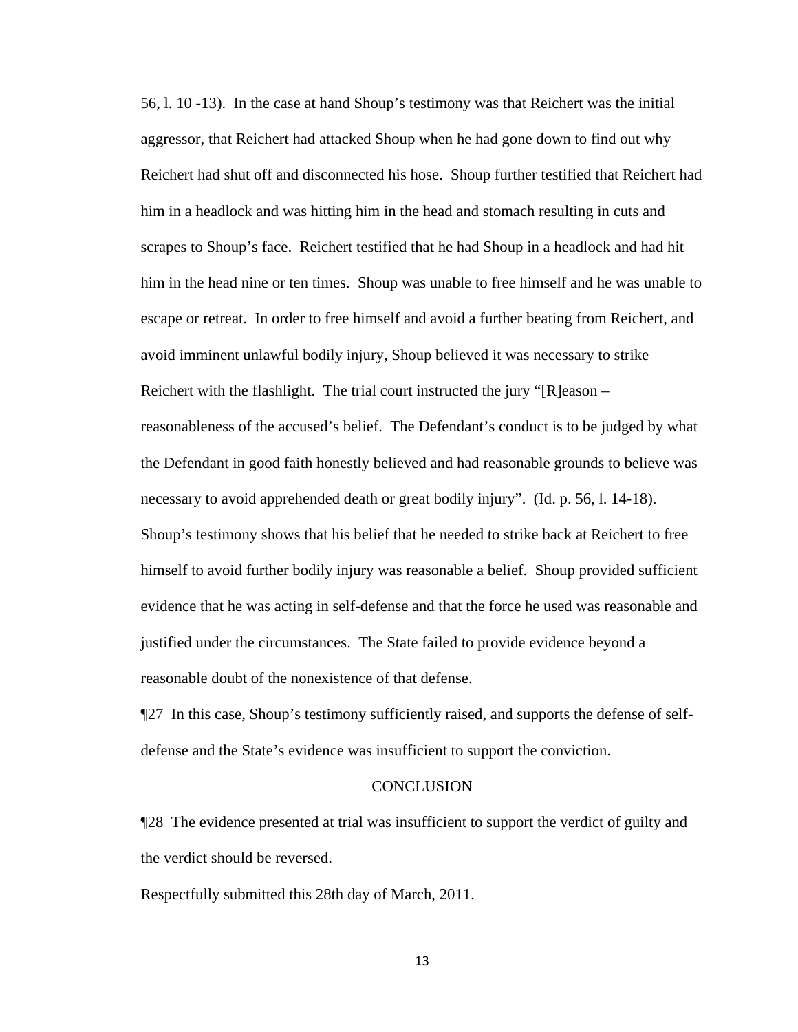56, l. 10 -13). In the case at hand Shoup's testimony was that Reichert was the initial aggressor, that Reichert had attacked Shoup when he had gone down to find out why Reichert had shut off and disconnected his hose. Shoup further testified that Reichert had him in a headlock and was hitting him in the head and stomach resulting in cuts and scrapes to Shoup's face. Reichert testified that he had Shoup in a headlock and had hit him in the head nine or ten times. Shoup was unable to free himself and he was unable to escape or retreat. In order to free himself and avoid a further beating from Reichert, and avoid imminent unlawful bodily injury, Shoup believed it was necessary to strike Reichert with the flashlight. The trial court instructed the jury "[R]eason – reasonableness of the accused's belief. The Defendant's conduct is to be judged by what the Defendant in good faith honestly believed and had reasonable grounds to believe was necessary to avoid apprehended death or great bodily injury". (Id. p. 56, l. 14-18). Shoup's testimony shows that his belief that he needed to strike back at Reichert to free himself to avoid further bodily injury was reasonable a belief. Shoup provided sufficient evidence that he was acting in self-defense and that the force he used was reasonable and justified under the circumstances. The State failed to provide evidence beyond a reasonable doubt of the nonexistence of that defense.

¶27 In this case, Shoup's testimony sufficiently raised, and supports the defense of self-defense and the State's evidence was insufficient to support the conviction.

## CONCLUSION

¶28 The evidence presented at trial was insufficient to support the verdict of guilty and the verdict should be reversed.

Respectfully submitted this 28th day of March, 2011.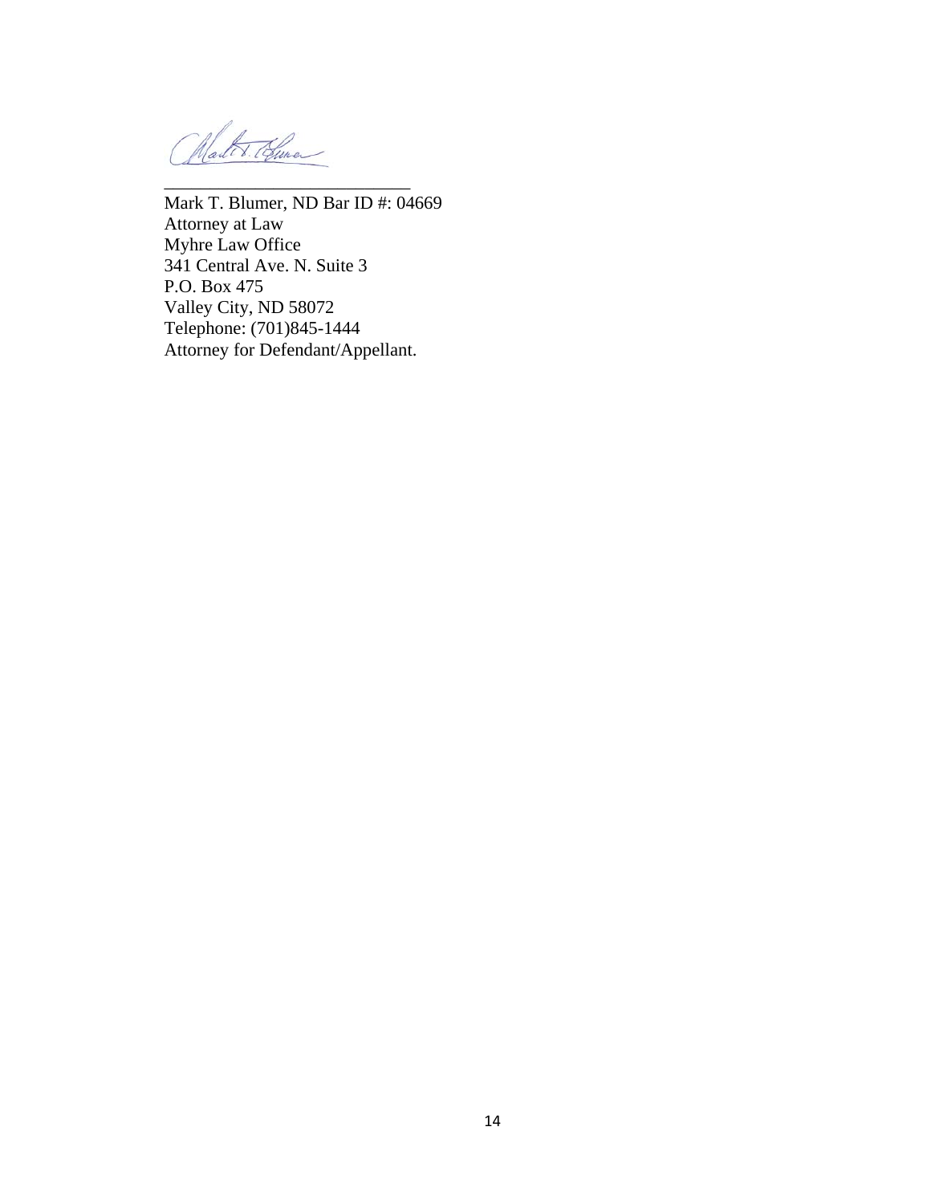\_\_\_\_\_\_\_\_\_\_\_\_\_\_\_\_\_\_\_\_\_\_\_\_\_\_

Mark T. Blumer, ND Bar ID #: 04669
Attorney at Law
Myhre Law Office
341 Central Ave. N. Suite 3
P.O. Box 475
Valley City, ND 58072
Telephone: (701)845-1444
Attorney for Defendant/Appellant.